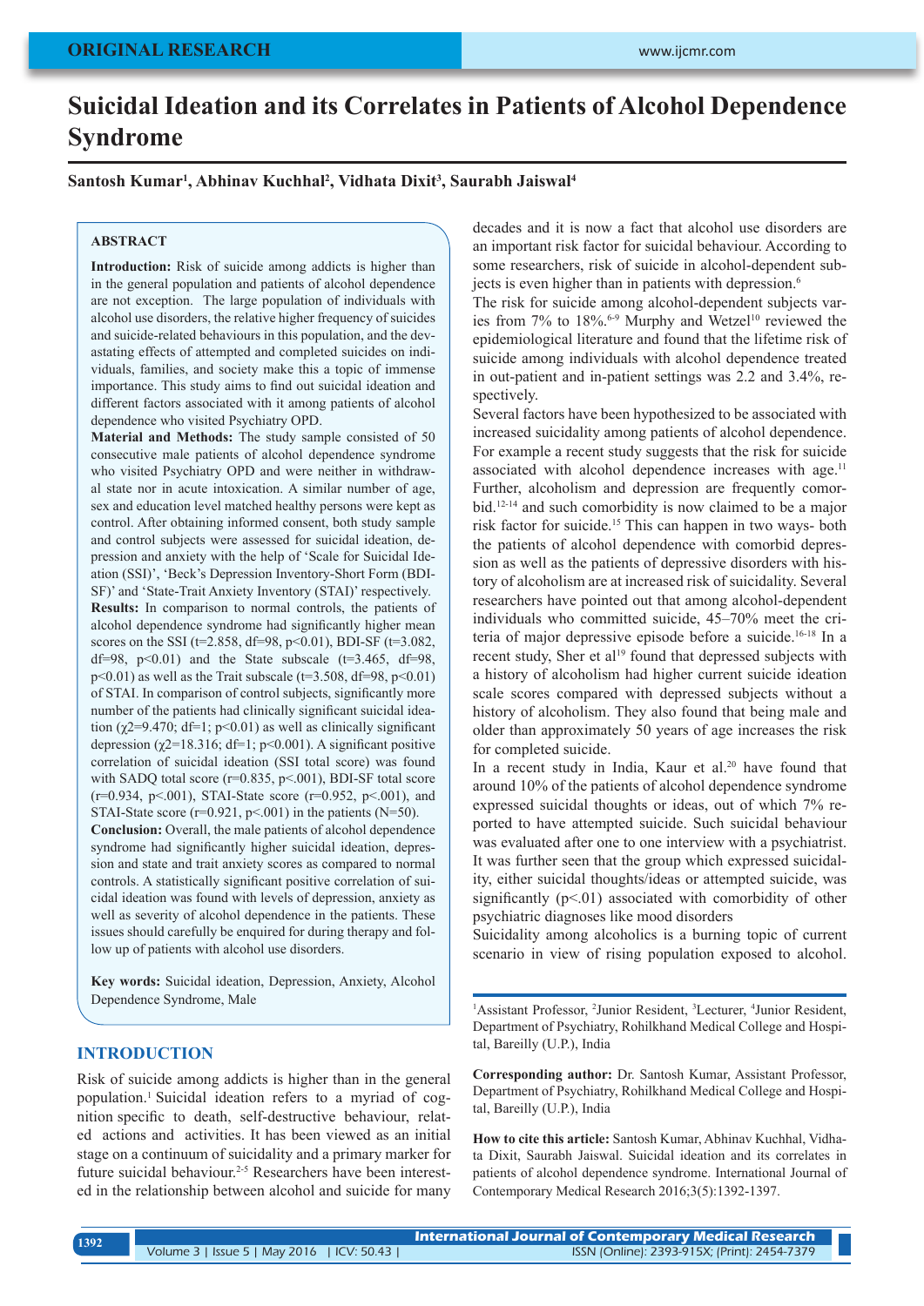ORIGINAL RESEARCH

# Suicidal Ideation and its Correlates in Patients of Alcohol Dependence Syndrome

**Santosh Kumar[1], Abhinav Kuchhal[2], Vidhata Dixit[3], Saurabh Jaiswal[4]**

## ABSTRACT

**Introduction:** Risk of suicide among addicts is higher than in the general population and patients of alcohol dependence are not exception. The large population of individuals with alcohol use disorders, the relative higher frequency of suicides and suicide-related behaviours in this population, and the devastating effects of attempted and completed suicides on individuals, families, and society make this a topic of immense importance. This study aims to find out suicidal ideation and different factors associated with it among patients of alcohol dependence who visited Psychiatry OPD.

**Material and Methods:** The study sample consisted of 50 consecutive male patients of alcohol dependence syndrome who visited Psychiatry OPD and were neither in withdrawal state nor in acute intoxication. A similar number of age, sex and education level matched healthy persons were kept as control. After obtaining informed consent, both study sample and control subjects were assessed for suicidal ideation, depression and anxiety with the help of 'Scale for Suicidal Ideation (SSI)', 'Beck's Depression Inventory-Short Form (BDI-SF)' and 'State-Trait Anxiety Inventory (STAI)' respectively.

**Results:** In comparison to normal controls, the patients of alcohol dependence syndrome had significantly higher mean scores on the SSI ($t=2.858$, $df=98$, $p<0.01$), BDI-SF ($t=3.082$, $df=98$, $p<0.01$) and the State subscale ($t=3.465$, $df=98$, $p<0.01$) as well as the Trait subscale ($t=3.508$, $df=98$, $p<0.01$) of STAI. In comparison of control subjects, significantly more number of the patients had clinically significant suicidal ideation ($\chi^2=9.470$; $df=1$; $p<0.01$) as well as clinically significant depression ($\chi^2=18.316$; $df=1$; $p<0.001$). A significant positive correlation of suicidal ideation (SSI total score) was found with SADQ total score ($r=0.835$, $p<.001$), BDI-SF total score ($r=0.934$, $p<.001$), STAI-State score ($r=0.952$, $p<.001$), and STAI-State score ($r=0.921$, $p<.001$) in the patients (N=50).

**Conclusion:** Overall, the male patients of alcohol dependence syndrome had significantly higher suicidal ideation, depression and state and trait anxiety scores as compared to normal controls. A statistically significant positive correlation of suicidal ideation was found with levels of depression, anxiety as well as severity of alcohol dependence in the patients. These issues should carefully be enquired for during therapy and follow up of patients with alcohol use disorders.

**Key words:** Suicidal ideation, Depression, Anxiety, Alcohol Dependence Syndrome, Male

## INTRODUCTION

Risk of suicide among addicts is higher than in the general population.[1] Suicidal ideation refers to a myriad of cognition specific to death, self-destructive behaviour, related actions and activities. It has been viewed as an initial stage on a continuum of suicidality and a primary marker for future suicidal behaviour.[2-5] Researchers have been interested in the relationship between alcohol and suicide for many decades and it is now a fact that alcohol use disorders are an important risk factor for suicidal behaviour. According to some researchers, risk of suicide in alcohol-dependent subjects is even higher than in patients with depression.[6]

The risk for suicide among alcohol-dependent subjects varies from 7% to 18%.[6-9] Murphy and Wetzel[10] reviewed the epidemiological literature and found that the lifetime risk of suicide among individuals with alcohol dependence treated in out-patient and in-patient settings was 2.2 and 3.4%, respectively.

Several factors have been hypothesized to be associated with increased suicidality among patients of alcohol dependence. For example a recent study suggests that the risk for suicide associated with alcohol dependence increases with age.[11] Further, alcoholism and depression are frequently comorbid.[12-14] and such comorbidity is now claimed to be a major risk factor for suicide.[15] This can happen in two ways- both the patients of alcohol dependence with comorbid depression as well as the patients of depressive disorders with history of alcoholism are at increased risk of suicidality. Several researchers have pointed out that among alcohol-dependent individuals who committed suicide, 45–70% meet the criteria of major depressive episode before a suicide.[16-18] In a recent study, Sher et al[19] found that depressed subjects with a history of alcoholism had higher current suicide ideation scale scores compared with depressed subjects without a history of alcoholism. They also found that being male and older than approximately 50 years of age increases the risk for completed suicide.

In a recent study in India, Kaur et al.[20] have found that around 10% of the patients of alcohol dependence syndrome expressed suicidal thoughts or ideas, out of which 7% reported to have attempted suicide. Such suicidal behaviour was evaluated after one to one interview with a psychiatrist. It was further seen that the group which expressed suicidality, either suicidal thoughts/ideas or attempted suicide, was significantly ($p<.01$) associated with comorbidity of other psychiatric diagnoses like mood disorders

Suicidality among alcoholics is a burning topic of current scenario in view of rising population exposed to alcohol.

[1]Assistant Professor, [2]Junior Resident, [3]Lecturer, [4]Junior Resident, Department of Psychiatry, Rohilkhand Medical College and Hospital, Bareilly (U.P.), India

**Corresponding author:** Dr. Santosh Kumar, Assistant Professor, Department of Psychiatry, Rohilkhand Medical College and Hospital, Bareilly (U.P.), India

**How to cite this article:** Santosh Kumar, Abhinav Kuchhal, Vidhata Dixit, Saurabh Jaiswal. Suicidal ideation and its correlates in patients of alcohol dependence syndrome. International Journal of Contemporary Medical Research 2016;3(5):1392-1397.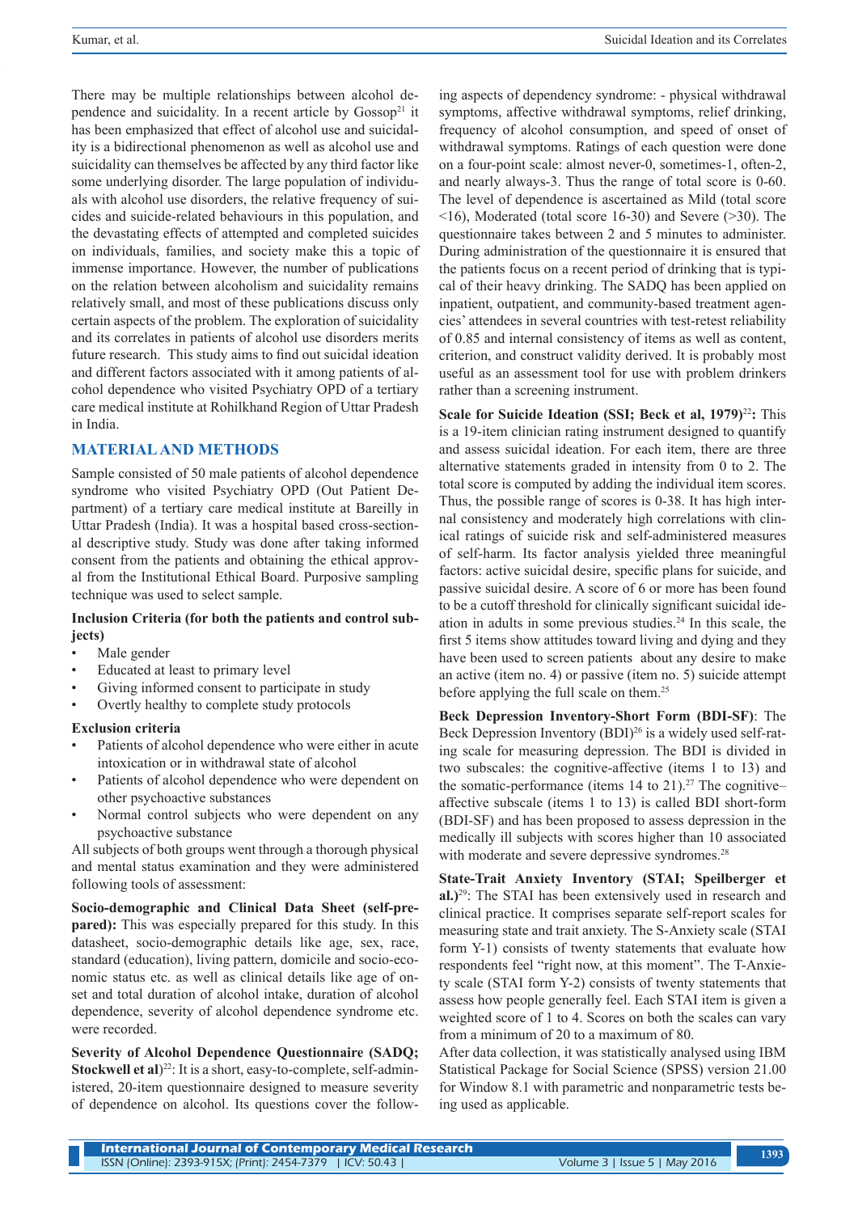There may be multiple relationships between alcohol dependence and suicidality. In a recent article by Gossop[21] it has been emphasized that effect of alcohol use and suicidality is a bidirectional phenomenon as well as alcohol use and suicidality can themselves be affected by any third factor like some underlying disorder. The large population of individuals with alcohol use disorders, the relative frequency of suicides and suicide-related behaviours in this population, and the devastating effects of attempted and completed suicides on individuals, families, and society make this a topic of immense importance. However, the number of publications on the relation between alcoholism and suicidality remains relatively small, and most of these publications discuss only certain aspects of the problem. The exploration of suicidality and its correlates in patients of alcohol use disorders merits future research. This study aims to find out suicidal ideation and different factors associated with it among patients of alcohol dependence who visited Psychiatry OPD of a tertiary care medical institute at Rohilkhand Region of Uttar Pradesh in India.

## MATERIAL AND METHODS

Sample consisted of 50 male patients of alcohol dependence syndrome who visited Psychiatry OPD (Out Patient Department) of a tertiary care medical institute at Bareilly in Uttar Pradesh (India). It was a hospital based cross-sectional descriptive study. Study was done after taking informed consent from the patients and obtaining the ethical approval from the Institutional Ethical Board. Purposive sampling technique was used to select sample.

**Inclusion Criteria (for both the patients and control subjects)**

- Male gender
- Educated at least to primary level
- Giving informed consent to participate in study
- Overtly healthy to complete study protocols

**Exclusion criteria**

- Patients of alcohol dependence who were either in acute intoxication or in withdrawal state of alcohol
- Patients of alcohol dependence who were dependent on other psychoactive substances
- Normal control subjects who were dependent on any psychoactive substance

All subjects of both groups went through a thorough physical and mental status examination and they were administered following tools of assessment:

**Socio-demographic and Clinical Data Sheet (self-prepared):** This was especially prepared for this study. In this datasheet, socio-demographic details like age, sex, race, standard (education), living pattern, domicile and socio-economic status etc. as well as clinical details like age of onset and total duration of alcohol intake, duration of alcohol dependence, severity of alcohol dependence syndrome etc. were recorded.

**Severity of Alcohol Dependence Questionnaire (SADQ; Stockwell et al)**[22]: It is a short, easy-to-complete, self-administered, 20-item questionnaire designed to measure severity of dependence on alcohol. Its questions cover the following aspects of dependency syndrome: - physical withdrawal symptoms, affective withdrawal symptoms, relief drinking, frequency of alcohol consumption, and speed of onset of withdrawal symptoms. Ratings of each question were done on a four-point scale: almost never-0, sometimes-1, often-2, and nearly always-3. Thus the range of total score is 0-60. The level of dependence is ascertained as Mild (total score <16), Moderated (total score 16-30) and Severe (>30). The questionnaire takes between 2 and 5 minutes to administer. During administration of the questionnaire it is ensured that the patients focus on a recent period of drinking that is typical of their heavy drinking. The SADQ has been applied on inpatient, outpatient, and community-based treatment agencies' attendees in several countries with test-retest reliability of 0.85 and internal consistency of items as well as content, criterion, and construct validity derived. It is probably most useful as an assessment tool for use with problem drinkers rather than a screening instrument.

**Scale for Suicide Ideation (SSI; Beck et al, 1979)**[22]**:** This is a 19-item clinician rating instrument designed to quantify and assess suicidal ideation. For each item, there are three alternative statements graded in intensity from 0 to 2. The total score is computed by adding the individual item scores. Thus, the possible range of scores is 0-38. It has high internal consistency and moderately high correlations with clinical ratings of suicide risk and self-administered measures of self-harm. Its factor analysis yielded three meaningful factors: active suicidal desire, specific plans for suicide, and passive suicidal desire. A score of 6 or more has been found to be a cutoff threshold for clinically significant suicidal ideation in adults in some previous studies.[24] In this scale, the first 5 items show attitudes toward living and dying and they have been used to screen patients about any desire to make an active (item no. 4) or passive (item no. 5) suicide attempt before applying the full scale on them.[25]

**Beck Depression Inventory-Short Form (BDI-SF)**: The Beck Depression Inventory (BDI)[26] is a widely used self-rating scale for measuring depression. The BDI is divided in two subscales: the cognitive-affective (items 1 to 13) and the somatic-performance (items 14 to 21).[27] The cognitive–affective subscale (items 1 to 13) is called BDI short-form (BDI-SF) and has been proposed to assess depression in the medically ill subjects with scores higher than 10 associated with moderate and severe depressive syndromes.[28]

**State-Trait Anxiety Inventory (STAI; Speilberger et al.)**[29]: The STAI has been extensively used in research and clinical practice. It comprises separate self-report scales for measuring state and trait anxiety. The S-Anxiety scale (STAI form Y-1) consists of twenty statements that evaluate how respondents feel "right now, at this moment". The T-Anxiety scale (STAI form Y-2) consists of twenty statements that assess how people generally feel. Each STAI item is given a weighted score of 1 to 4. Scores on both the scales can vary from a minimum of 20 to a maximum of 80.

After data collection, it was statistically analysed using IBM Statistical Package for Social Science (SPSS) version 21.00 for Window 8.1 with parametric and nonparametric tests being used as applicable.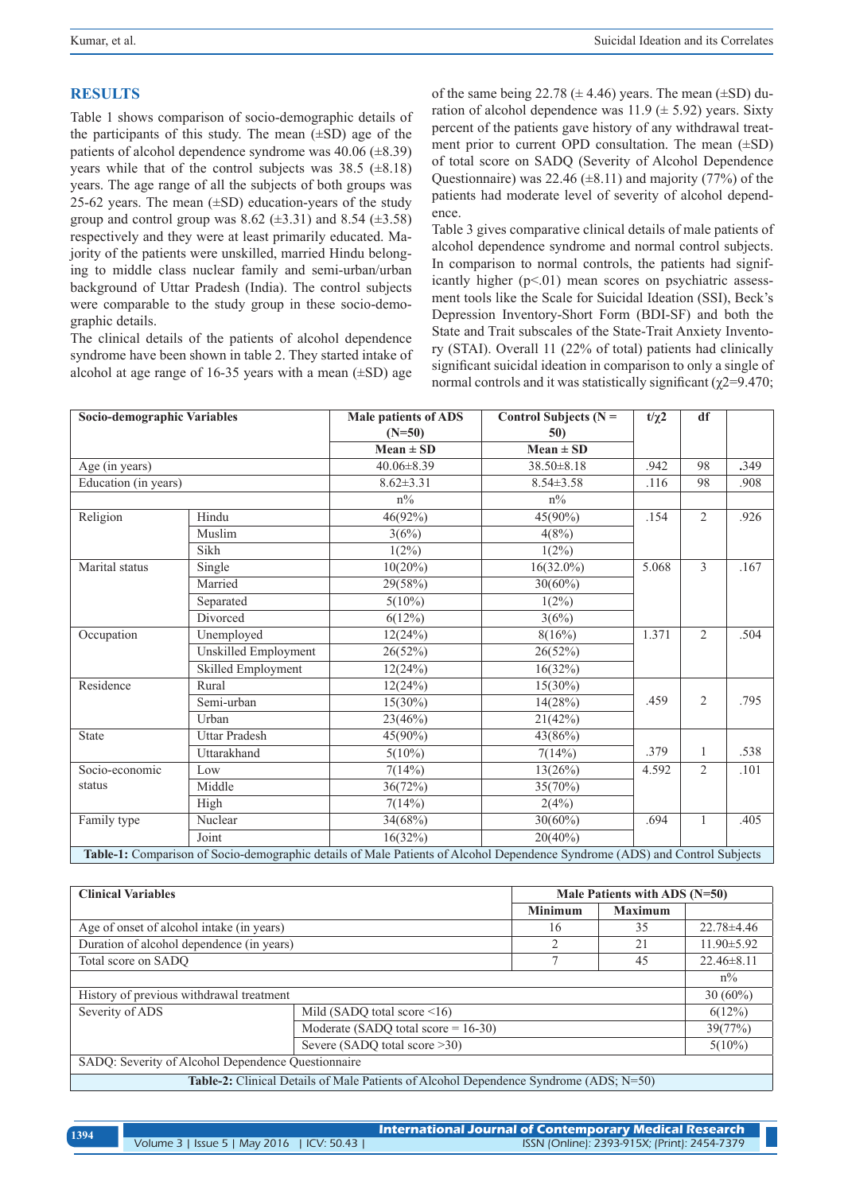## RESULTS

Table 1 shows comparison of socio-demographic details of the participants of this study. The mean (±SD) age of the patients of alcohol dependence syndrome was 40.06 (±8.39) years while that of the control subjects was 38.5 (±8.18) years. The age range of all the subjects of both groups was 25-62 years. The mean (±SD) education-years of the study group and control group was 8.62 (±3.31) and 8.54 (±3.58) respectively and they were at least primarily educated. Majority of the patients were unskilled, married Hindu belonging to middle class nuclear family and semi-urban/urban background of Uttar Pradesh (India). The control subjects were comparable to the study group in these socio-demographic details.

The clinical details of the patients of alcohol dependence syndrome have been shown in table 2. They started intake of alcohol at age range of 16-35 years with a mean (±SD) age of the same being 22.78 (± 4.46) years. The mean (±SD) duration of alcohol dependence was 11.9 (± 5.92) years. Sixty percent of the patients gave history of any withdrawal treatment prior to current OPD consultation. The mean (±SD) of total score on SADQ (Severity of Alcohol Dependence Questionnaire) was 22.46 (±8.11) and majority (77%) of the patients had moderate level of severity of alcohol dependence.

Table 3 gives comparative clinical details of male patients of alcohol dependence syndrome and normal control subjects. In comparison to normal controls, the patients had significantly higher (p<.01) mean scores on psychiatric assessment tools like the Scale for Suicidal Ideation (SSI), Beck's Depression Inventory-Short Form (BDI-SF) and both the State and Trait subscales of the State-Trait Anxiety Inventory (STAI). Overall 11 (22% of total) patients had clinically significant suicidal ideation in comparison to only a single of normal controls and it was statistically significant ($\chi 2$=9.470;

| Socio-demographic Variables | | Male patients of ADS (N=50) | Control Subjects (N = 50) | t/$\chi 2$ | df | |
|---|---|---|---|---|---|---|
| | | Mean ± SD | Mean ± SD | | | |
| Age (in years) | | 40.06±8.39 | 38.50±8.18 | .942 | 98 | .349 |
| Education (in years) | | 8.62±3.31 | 8.54±3.58 | .116 | 98 | .908 |
| | | n% | n% | | | |
| Religion | Hindu | 46(92%) | 45(90%) | .154 | 2 | .926 |
| | Muslim | 3(6%) | 4(8%) | | | |
| | Sikh | 1(2%) | 1(2%) | | | |
| Marital status | Single | 10(20%) | 16(32.0%) | 5.068 | 3 | .167 |
| | Married | 29(58%) | 30(60%) | | | |
| | Separated | 5(10%) | 1(2%) | | | |
| | Divorced | 6(12%) | 3(6%) | | | |
| Occupation | Unemployed | 12(24%) | 8(16%) | 1.371 | 2 | .504 |
| | Unskilled Employment | 26(52%) | 26(52%) | | | |
| | Skilled Employment | 12(24%) | 16(32%) | | | |
| Residence | Rural | 12(24%) | 15(30%) | .459 | 2 | .795 |
| | Semi-urban | 15(30%) | 14(28%) | | | |
| | Urban | 23(46%) | 21(42%) | | | |
| State | Uttar Pradesh | 45(90%) | 43(86%) | .379 | 1 | .538 |
| | Uttarakhand | 5(10%) | 7(14%) | | | |
| Socio-economic status | Low | 7(14%) | 13(26%) | 4.592 | 2 | .101 |
| | Middle | 36(72%) | 35(70%) | | | |
| | High | 7(14%) | 2(4%) | | | |
| Family type | Nuclear | 34(68%) | 30(60%) | .694 | 1 | .405 |
| | Joint | 16(32%) | 20(40%) | | | |

**Table-1:** Comparison of Socio-demographic details of Male Patients of Alcohol Dependence Syndrome (ADS) and Control Subjects

| Clinical Variables | | Male Patients with ADS (N=50) | | |
|---|---|---|---|---|
| | | Minimum | Maximum | |
| Age of onset of alcohol intake (in years) | | 16 | 35 | 22.78±4.46 |
| Duration of alcohol dependence (in years) | | 2 | 21 | 11.90±5.92 |
| Total score on SADQ | | 7 | 45 | 22.46±8.11 |
| | | | | n% |
| History of previous withdrawal treatment | | | | 30 (60%) |
| Severity of ADS | Mild (SADQ total score <16) | | | 6(12%) |
| | Moderate (SADQ total score = 16-30) | | | 39(77%) |
| | Severe (SADQ total score >30) | | | 5(10%) |

SADQ: Severity of Alcohol Dependence Questionnaire

**Table-2:** Clinical Details of Male Patients of Alcohol Dependence Syndrome (ADS; N=50)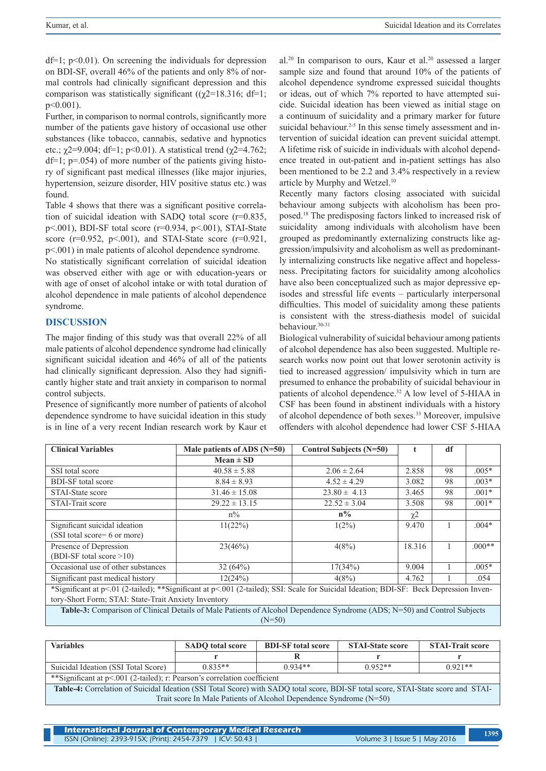df=1; p<0.01). On screening the individuals for depression on BDI-SF, overall 46% of the patients and only 8% of normal controls had clinically significant depression and this comparison was statistically significant (($\chi2$=18.316; df=1; p<0.001).

Further, in comparison to normal controls, significantly more number of the patients gave history of occasional use other substances (like tobacco, cannabis, sedative and hypnotics etc.; $\chi2$=9.004; df=1; p<0.01). A statistical trend ($\chi2$=4.762; df=1; p=.054) of more number of the patients giving history of significant past medical illnesses (like major injuries, hypertension, seizure disorder, HIV positive status etc.) was found.

Table 4 shows that there was a significant positive correlation of suicidal ideation with SADQ total score (r=0.835, p<.001), BDI-SF total score (r=0.934, p<.001), STAI-State score (r=0.952, p<.001), and STAI-State score (r=0.921, p<.001) in male patients of alcohol dependence syndrome.

No statistically significant correlation of suicidal ideation was observed either with age or with education-years or with age of onset of alcohol intake or with total duration of alcohol dependence in male patients of alcohol dependence syndrome.

## DISCUSSION

The major finding of this study was that overall 22% of all male patients of alcohol dependence syndrome had clinically significant suicidal ideation and 46% of all of the patients had clinically significant depression. Also they had significantly higher state and trait anxiety in comparison to normal control subjects.

Presence of significantly more number of patients of alcohol dependence syndrome to have suicidal ideation in this study is in line of a very recent Indian research work by Kaur et al.[20] In comparison to ours, Kaur et al.[20] assessed a larger sample size and found that around 10% of the patients of alcohol dependence syndrome expressed suicidal thoughts or ideas, out of which 7% reported to have attempted suicide. Suicidal ideation has been viewed as initial stage on a continuum of suicidality and a primary marker for future suicidal behaviour.[2-5] In this sense timely assessment and intervention of suicidal ideation can prevent suicidal attempt. A lifetime risk of suicide in individuals with alcohol dependence treated in out-patient and in-patient settings has also been mentioned to be 2.2 and 3.4% respectively in a review article by Murphy and Wetzel.[10]

Recently many factors closing associated with suicidal behaviour among subjects with alcoholism has been proposed.[18] The predisposing factors linked to increased risk of suicidality among individuals with alcoholism have been grouped as predominantly externalizing constructs like aggression/impulsivity and alcoholism as well as predominantly internalizing constructs like negative affect and hopelessness. Precipitating factors for suicidality among alcoholics have also been conceptualized such as major depressive episodes and stressful life events – particularly interpersonal difficulties. This model of suicidality among these patients is consistent with the stress-diathesis model of suicidal behaviour.[30-31]

Biological vulnerability of suicidal behaviour among patients of alcohol dependence has also been suggested. Multiple research works now point out that lower serotonin activity is tied to increased aggression/ impulsivity which in turn are presumed to enhance the probability of suicidal behaviour in patients of alcohol dependence.[32] A low level of 5-HIAA in CSF has been found in abstinent individuals with a history of alcohol dependence of both sexes.[33] Moreover, impulsive offenders with alcohol dependence had lower CSF 5-HIAA

| Clinical Variables | Male patients of ADS (N=50) | Control Subjects (N=50) | t | df | |
|---|---|---|---|---|---|
| | Mean ± SD | | | | |
| SSI total score | 40.58 ± 5.88 | 2.06 ± 2.64 | 2.858 | 98 | .005* |
| BDI-SF total score | 8.84 ± 8.93 | 4.52 ± 4.29 | 3.082 | 98 | .003* |
| STAI-State score | 31.46 ± 15.08 | 23.80 ± 4.13 | 3.465 | 98 | .001* |
| STAI-Trait score | 29.22 ± 13.15 | 22.52 ± 3.04 | 3.508 | 98 | .001* |
| | n% | n% | $\chi2$ | | |
| Significant suicidal ideation (SSI total score= 6 or more) | 11(22%) | 1(2%) | 9.470 | 1 | .004* |
| Presence of Depression (BDI-SF total score >10) | 23(46%) | 4(8%) | 18.316 | 1 | .000** |
| Occasional use of other substances | 32 (64%) | 17(34%) | 9.004 | 1 | .005* |
| Significant past medical history | 12(24%) | 4(8%) | 4.762 | 1 | .054 |

*Significant at p<.01 (2-tailed); **Significant at p<.001 (2-tailed); SSI: Scale for Suicidal Ideation; BDI-SF: Beck Depression Inventory-Short Form; STAI: State-Trait Anxiety Inventory

**Table-3:** Comparison of Clinical Details of Male Patients of Alcohol Dependence Syndrome (ADS; N=50) and Control Subjects (N=50)

| Variables | SADQ total score | BDI-SF total score | STAI-State score | STAI-Trait score |
|---|---|---|---|---|
| | r | R | r | r |
| Suicidal Ideation (SSI Total Score) | 0.835** | 0.934** | 0.952** | 0.921** |

**Significant at p<.001 (2-tailed); r: Pearson's correlation coefficient

**Table-4:** Correlation of Suicidal Ideation (SSI Total Score) with SADQ total score, BDI-SF total score, STAI-State score and STAI-Trait score In Male Patients of Alcohol Dependence Syndrome (N=50)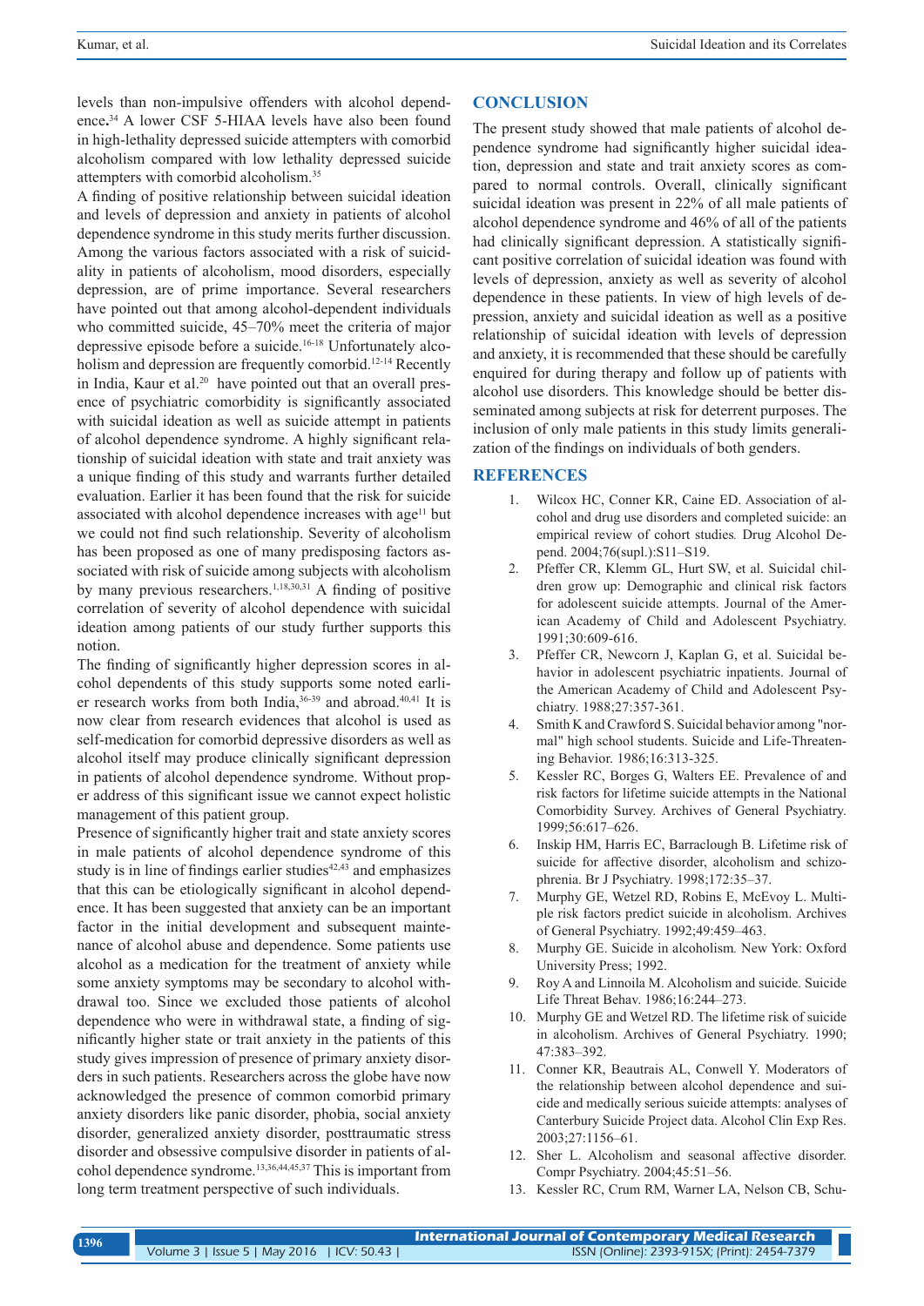levels than non-impulsive offenders with alcohol dependence.[34] A lower CSF 5-HIAA levels have also been found in high-lethality depressed suicide attempters with comorbid alcoholism compared with low lethality depressed suicide attempters with comorbid alcoholism.[35]

A finding of positive relationship between suicidal ideation and levels of depression and anxiety in patients of alcohol dependence syndrome in this study merits further discussion. Among the various factors associated with a risk of suicidality in patients of alcoholism, mood disorders, especially depression, are of prime importance. Several researchers have pointed out that among alcohol-dependent individuals who committed suicide, 45–70% meet the criteria of major depressive episode before a suicide.[16-18] Unfortunately alcoholism and depression are frequently comorbid.[12-14] Recently in India, Kaur et al.[20] have pointed out that an overall presence of psychiatric comorbidity is significantly associated with suicidal ideation as well as suicide attempt in patients of alcohol dependence syndrome. A highly significant relationship of suicidal ideation with state and trait anxiety was a unique finding of this study and warrants further detailed evaluation. Earlier it has been found that the risk for suicide associated with alcohol dependence increases with age[11] but we could not find such relationship. Severity of alcoholism has been proposed as one of many predisposing factors associated with risk of suicide among subjects with alcoholism by many previous researchers.[1,18,30,31] A finding of positive correlation of severity of alcohol dependence with suicidal ideation among patients of our study further supports this notion.

The finding of significantly higher depression scores in alcohol dependents of this study supports some noted earlier research works from both India,[36-39] and abroad.[40,41] It is now clear from research evidences that alcohol is used as self-medication for comorbid depressive disorders as well as alcohol itself may produce clinically significant depression in patients of alcohol dependence syndrome. Without proper address of this significant issue we cannot expect holistic management of this patient group.

Presence of significantly higher trait and state anxiety scores in male patients of alcohol dependence syndrome of this study is in line of findings earlier studies[42,43] and emphasizes that this can be etiologically significant in alcohol dependence. It has been suggested that anxiety can be an important factor in the initial development and subsequent maintenance of alcohol abuse and dependence. Some patients use alcohol as a medication for the treatment of anxiety while some anxiety symptoms may be secondary to alcohol withdrawal too. Since we excluded those patients of alcohol dependence who were in withdrawal state, a finding of significantly higher state or trait anxiety in the patients of this study gives impression of presence of primary anxiety disorders in such patients. Researchers across the globe have now acknowledged the presence of common comorbid primary anxiety disorders like panic disorder, phobia, social anxiety disorder, generalized anxiety disorder, posttraumatic stress disorder and obsessive compulsive disorder in patients of alcohol dependence syndrome.[13,36,44,45,37] This is important from long term treatment perspective of such individuals.

## CONCLUSION

The present study showed that male patients of alcohol dependence syndrome had significantly higher suicidal ideation, depression and state and trait anxiety scores as compared to normal controls. Overall, clinically significant suicidal ideation was present in 22% of all male patients of alcohol dependence syndrome and 46% of all of the patients had clinically significant depression. A statistically significant positive correlation of suicidal ideation was found with levels of depression, anxiety as well as severity of alcohol dependence in these patients. In view of high levels of depression, anxiety and suicidal ideation as well as a positive relationship of suicidal ideation with levels of depression and anxiety, it is recommended that these should be carefully enquired for during therapy and follow up of patients with alcohol use disorders. This knowledge should be better disseminated among subjects at risk for deterrent purposes. The inclusion of only male patients in this study limits generalization of the findings on individuals of both genders.

## REFERENCES

1. Wilcox HC, Conner KR, Caine ED. Association of alcohol and drug use disorders and completed suicide: an empirical review of cohort studies*.* Drug Alcohol Depend. 2004;76(supl.):S11–S19.
2. Pfeffer CR, Klemm GL, Hurt SW, et al. Suicidal children grow up: Demographic and clinical risk factors for adolescent suicide attempts. Journal of the American Academy of Child and Adolescent Psychiatry. 1991;30:609-616.
3. Pfeffer CR, Newcorn J, Kaplan G, et al. Suicidal behavior in adolescent psychiatric inpatients. Journal of the American Academy of Child and Adolescent Psychiatry. 1988;27:357-361.
4. Smith K and Crawford S. Suicidal behavior among "normal" high school students. Suicide and Life-Threatening Behavior. 1986;16:313-325.
5. Kessler RC, Borges G, Walters EE. Prevalence of and risk factors for lifetime suicide attempts in the National Comorbidity Survey. Archives of General Psychiatry. 1999;56:617–626.
6. Inskip HM, Harris EC, Barraclough B. Lifetime risk of suicide for affective disorder, alcoholism and schizophrenia. Br J Psychiatry. 1998;172:35–37.
7. Murphy GE, Wetzel RD, Robins E, McEvoy L. Multiple risk factors predict suicide in alcoholism. Archives of General Psychiatry. 1992;49:459–463.
8. Murphy GE. Suicide in alcoholism*.* New York: Oxford University Press; 1992.
9. Roy A and Linnoila M. Alcoholism and suicide. Suicide Life Threat Behav. 1986;16:244–273.
10. Murphy GE and Wetzel RD. The lifetime risk of suicide in alcoholism. Archives of General Psychiatry. 1990; 47:383–392.
11. Conner KR, Beautrais AL, Conwell Y. Moderators of the relationship between alcohol dependence and suicide and medically serious suicide attempts: analyses of Canterbury Suicide Project data. Alcohol Clin Exp Res. 2003;27:1156–61.
12. Sher L. Alcoholism and seasonal affective disorder. Compr Psychiatry. 2004;45:51–56.
13. Kessler RC, Crum RM, Warner LA, Nelson CB, Schu-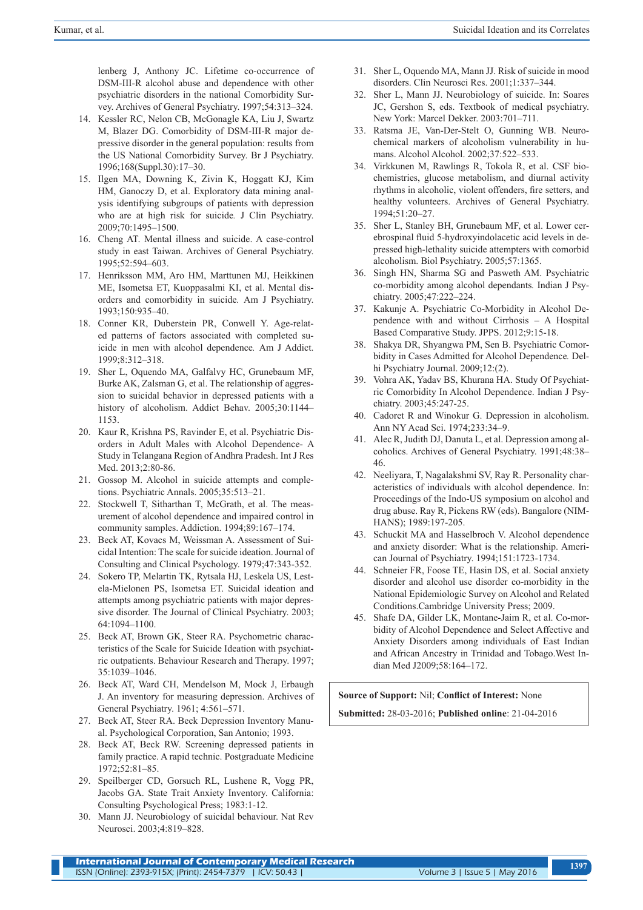lenberg J, Anthony JC. Lifetime co-occurrence of DSM-III-R alcohol abuse and dependence with other psychiatric disorders in the national Comorbidity Survey. Archives of General Psychiatry. 1997;54:313–324.

14. Kessler RC, Nelon CB, McGonagle KA, Liu J, Swartz M, Blazer DG. Comorbidity of DSM-III-R major depressive disorder in the general population: results from the US National Comorbidity Survey. Br J Psychiatry. 1996;168(Suppl.30):17–30.
15. Ilgen MA, Downing K, Zivin K, Hoggatt KJ, Kim HM, Ganoczy D, et al. Exploratory data mining analysis identifying subgroups of patients with depression who are at high risk for suicide. J Clin Psychiatry. 2009;70:1495–1500.
16. Cheng AT. Mental illness and suicide. A case-control study in east Taiwan. Archives of General Psychiatry. 1995;52:594–603.
17. Henriksson MM, Aro HM, Marttunen MJ, Heikkinen ME, Isometsa ET, Kuoppasalmi KI, et al. Mental disorders and comorbidity in suicide. Am J Psychiatry. 1993;150:935–40.
18. Conner KR, Duberstein PR, Conwell Y. Age-related patterns of factors associated with completed suicide in men with alcohol dependence. Am J Addict. 1999;8:312–318.
19. Sher L, Oquendo MA, Galfalvy HC, Grunebaum MF, Burke AK, Zalsman G, et al. The relationship of aggression to suicidal behavior in depressed patients with a history of alcoholism. Addict Behav. 2005;30:1144–1153.
20. Kaur R, Krishna PS, Ravinder E, et al. Psychiatric Disorders in Adult Males with Alcohol Dependence- A Study in Telangana Region of Andhra Pradesh. Int J Res Med. 2013;2:80-86.
21. Gossop M. Alcohol in suicide attempts and completions. Psychiatric Annals. 2005;35:513–21.
22. Stockwell T, Sitharthan T, McGrath, et al. The measurement of alcohol dependence and impaired control in community samples. Addiction. 1994;89:167–174.
23. Beck AT, Kovacs M, Weissman A. Assessment of Suicidal Intention: The scale for suicide ideation. Journal of Consulting and Clinical Psychology. 1979;47:343-352.
24. Sokero TP, Melartin TK, Rytsala HJ, Leskela US, Lestela-Mielonen PS, Isometsa ET. Suicidal ideation and attempts among psychiatric patients with major depressive disorder. The Journal of Clinical Psychiatry. 2003; 64:1094–1100.
25. Beck AT, Brown GK, Steer RA. Psychometric characteristics of the Scale for Suicide Ideation with psychiatric outpatients. Behaviour Research and Therapy. 1997; 35:1039–1046.
26. Beck AT, Ward CH, Mendelson M, Mock J, Erbaugh J. An inventory for measuring depression. Archives of General Psychiatry. 1961; 4:561–571.
27. Beck AT, Steer RA. Beck Depression Inventory Manual. Psychological Corporation, San Antonio; 1993.
28. Beck AT, Beck RW. Screening depressed patients in family practice. A rapid technic. Postgraduate Medicine 1972;52:81–85.
29. Speilberger CD, Gorsuch RL, Lushene R, Vogg PR, Jacobs GA. State Trait Anxiety Inventory. California: Consulting Psychological Press; 1983:1-12.
30. Mann JJ. Neurobiology of suicidal behaviour. Nat Rev Neurosci. 2003;4:819–828.
31. Sher L, Oquendo MA, Mann JJ. Risk of suicide in mood disorders. Clin Neurosci Res. 2001;1:337–344.
32. Sher L, Mann JJ. Neurobiology of suicide. In: Soares JC, Gershon S, eds. Textbook of medical psychiatry. New York: Marcel Dekker. 2003:701–711.
33. Ratsma JE, Van-Der-Stelt O, Gunning WB. Neurochemical markers of alcoholism vulnerability in humans. Alcohol Alcohol. 2002;37:522–533.
34. Virkkunen M, Rawlings R, Tokola R, et al. CSF biochemistries, glucose metabolism, and diurnal activity rhythms in alcoholic, violent offenders, fire setters, and healthy volunteers. Archives of General Psychiatry. 1994;51:20–27.
35. Sher L, Stanley BH, Grunebaum MF, et al. Lower cerebrospinal fluid 5-hydroxyindolacetic acid levels in depressed high-lethality suicide attempters with comorbid alcoholism. Biol Psychiatry. 2005;57:1365.
36. Singh HN, Sharma SG and Pasweth AM. Psychiatric co-morbidity among alcohol dependants. Indian J Psychiatry. 2005;47:222–224.
37. Kakunje A. Psychiatric Co-Morbidity in Alcohol Dependence with and without Cirrhosis – A Hospital Based Comparative Study. JPPS. 2012;9:15-18.
38. Shakya DR, Shyangwa PM, Sen B. Psychiatric Comorbidity in Cases Admitted for Alcohol Dependence. Delhi Psychiatry Journal. 2009;12:(2).
39. Vohra AK, Yadav BS, Khurana HA. Study Of Psychiatric Comorbidity In Alcohol Dependence. Indian J Psychiatry. 2003;45:247-25.
40. Cadoret R and Winokur G. Depression in alcoholism. Ann NY Acad Sci. 1974;233:34–9.
41. Alec R, Judith DJ, Danuta L, et al. Depression among alcoholics. Archives of General Psychiatry. 1991;48:38–46.
42. Neeliyara, T, Nagalakshmi SV, Ray R. Personality characteristics of individuals with alcohol dependence. In: Proceedings of the Indo-US symposium on alcohol and drug abuse. Ray R, Pickens RW (eds). Bangalore (NIMHANS); 1989:197-205.
43. Schuckit MA and Hasselbroch V. Alcohol dependence and anxiety disorder: What is the relationship. American Journal of Psychiatry. 1994;151:1723-1734.
44. Schneier FR, Foose TE, Hasin DS, et al. Social anxiety disorder and alcohol use disorder co-morbidity in the National Epidemiologic Survey on Alcohol and Related Conditions.Cambridge University Press; 2009.
45. Shafe DA, Gilder LK, Montane-Jaim R, et al. Co-morbidity of Alcohol Dependence and Select Affective and Anxiety Disorders among individuals of East Indian and African Ancestry in Trinidad and Tobago.West Indian Med J2009;58:164–172.

**Source of Support:** Nil; **Conflict of Interest:** None

**Submitted:** 28-03-2016; **Published online**: 21-04-2016